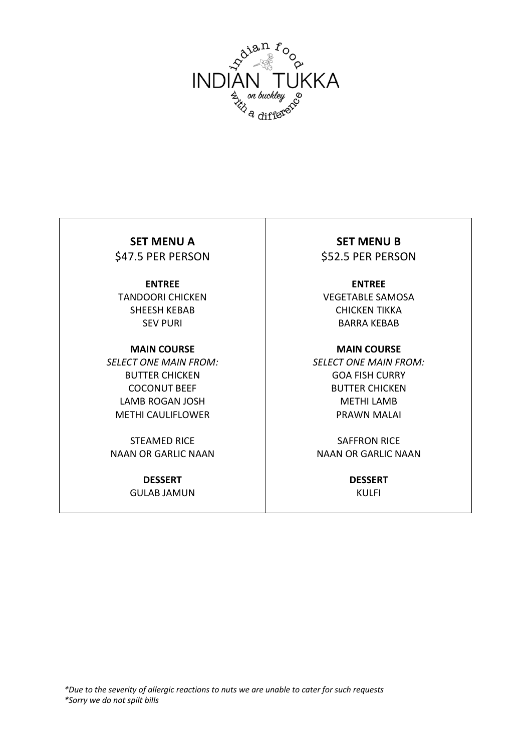# INDIAN TUKKA

indian food

on buckley

with a difference

## SET MENU A
$47.5 PER PERSON

**ENTREE**

TANDOORI CHICKEN
SHEESH KEBAB
SEV PURI

**MAIN COURSE**

*SELECT ONE MAIN FROM:*

BUTTER CHICKEN
COCONUT BEEF
LAMB ROGAN JOSH
METHI CAULIFLOWER

STEAMED RICE
NAAN OR GARLIC NAAN

**DESSERT**

GULAB JAMUN

## SET MENU B
$52.5 PER PERSON

**ENTREE**

VEGETABLE SAMOSA
CHICKEN TIKKA
BARRA KEBAB

**MAIN COURSE**

*SELECT ONE MAIN FROM:*

GOA FISH CURRY
BUTTER CHICKEN
METHI LAMB
PRAWN MALAI

SAFFRON RICE
NAAN OR GARLIC NAAN

**DESSERT**

KULFI

*\*Due to the severity of allergic reactions to nuts we are unable to cater for such requests*
*\*Sorry we do not spilt bills*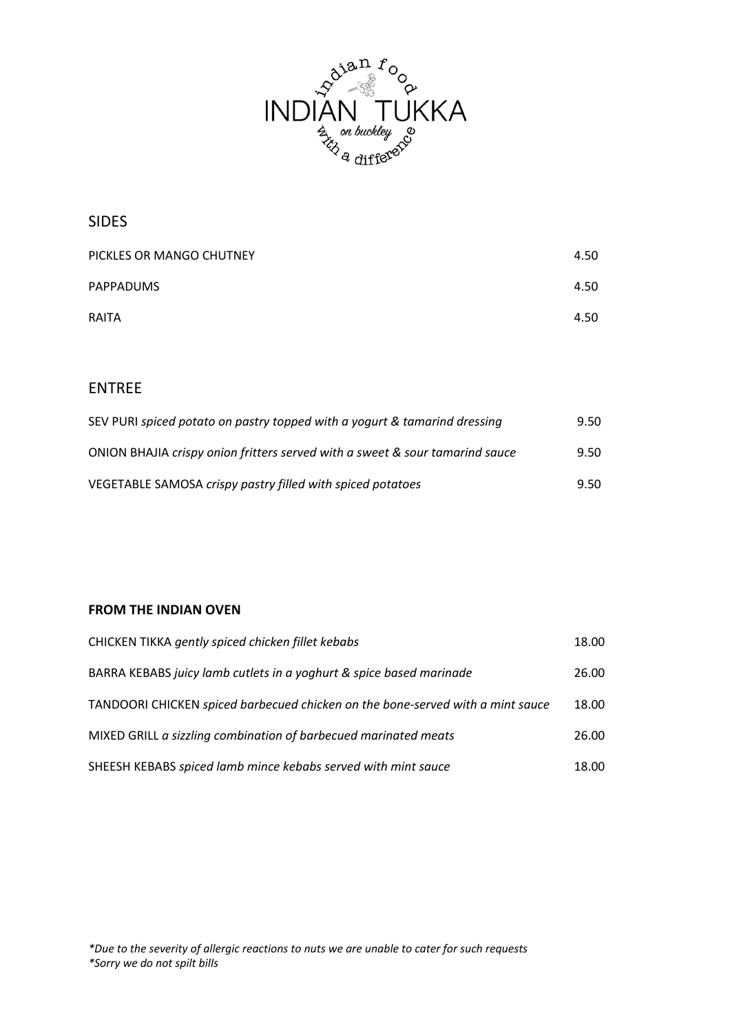# INDIAN TUKKA

indian food with a difference

*on buckley*

## SIDES

| | |
|---|---|
| PICKLES OR MANGO CHUTNEY | 4.50 |
| PAPPADUMS | 4.50 |
| RAITA | 4.50 |

## ENTREE

| | |
|---|---|
| SEV PURI *spiced potato on pastry topped with a yogurt & tamarind dressing* | 9.50 |
| ONION BHAJIA *crispy onion fritters served with a sweet & sour tamarind sauce* | 9.50 |
| VEGETABLE SAMOSA *crispy pastry filled with spiced potatoes* | 9.50 |

## **FROM THE INDIAN OVEN**

| | |
|---|---|
| CHICKEN TIKKA *gently spiced chicken fillet kebabs* | 18.00 |
| BARRA KEBABS *juicy lamb cutlets in a yoghurt & spice based marinade* | 26.00 |
| TANDOORI CHICKEN *spiced barbecued chicken on the bone-served with a mint sauce* | 18.00 |
| MIXED GRILL *a sizzling combination of barbecued marinated meats* | 26.00 |
| SHEESH KEBABS *spiced lamb mince kebabs served with mint sauce* | 18.00 |

*\*Due to the severity of allergic reactions to nuts we are unable to cater for such requests*
*\*Sorry we do not spilt bills*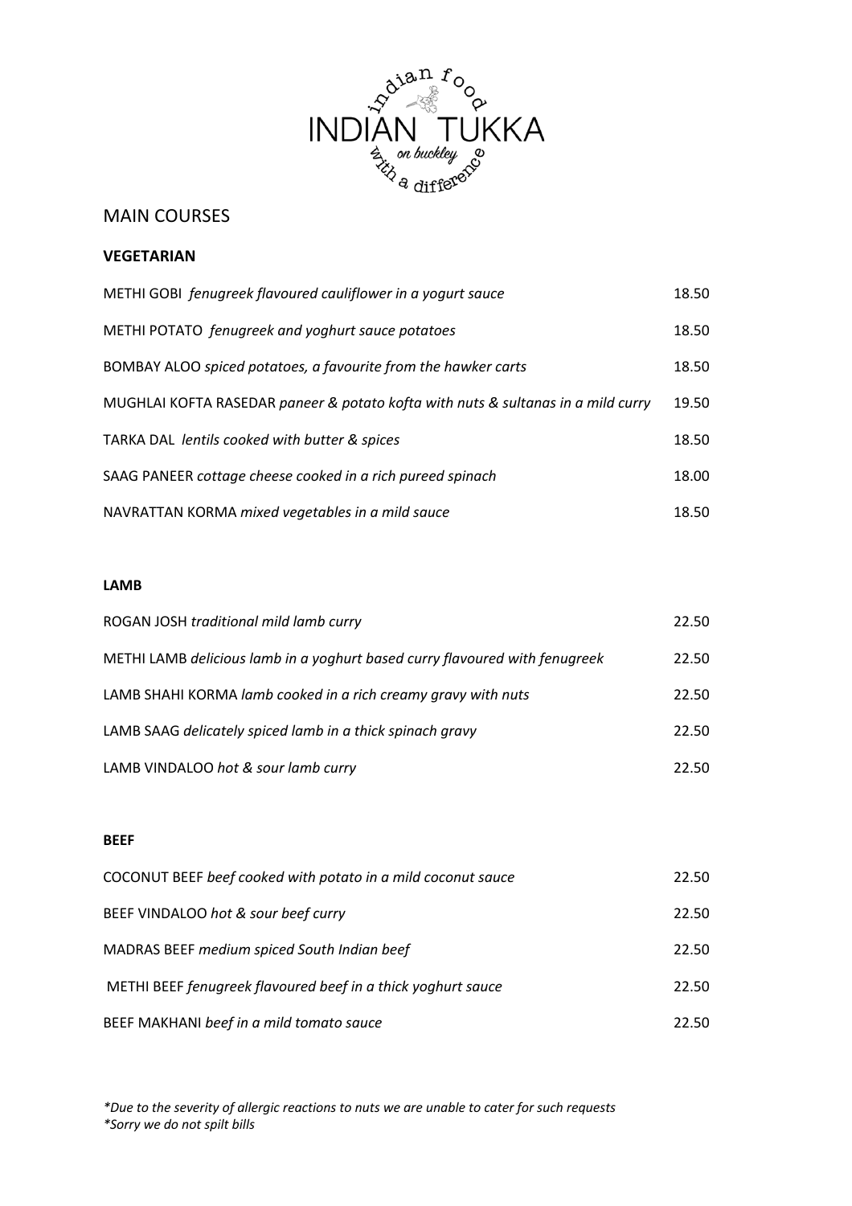# MAIN COURSES

## VEGETARIAN

| | |
|---|---|
| METHI GOBI *fenugreek flavoured cauliflower in a yogurt sauce* | 18.50 |
| METHI POTATO *fenugreek and yoghurt sauce potatoes* | 18.50 |
| BOMBAY ALOO *spiced potatoes, a favourite from the hawker carts* | 18.50 |
| MUGHLAI KOFTA RASEDAR *paneer & potato kofta with nuts & sultanas in a mild curry* | 19.50 |
| TARKA DAL *lentils cooked with butter & spices* | 18.50 |
| SAAG PANEER *cottage cheese cooked in a rich pureed spinach* | 18.00 |
| NAVRATTAN KORMA *mixed vegetables in a mild sauce* | 18.50 |

## LAMB

| | |
|---|---|
| ROGAN JOSH *traditional mild lamb curry* | 22.50 |
| METHI LAMB *delicious lamb in a yoghurt based curry flavoured with fenugreek* | 22.50 |
| LAMB SHAHI KORMA *lamb cooked in a rich creamy gravy with nuts* | 22.50 |
| LAMB SAAG *delicately spiced lamb in a thick spinach gravy* | 22.50 |
| LAMB VINDALOO *hot & sour lamb curry* | 22.50 |

## BEEF

| | |
|---|---|
| COCONUT BEEF *beef cooked with potato in a mild coconut sauce* | 22.50 |
| BEEF VINDALOO *hot & sour beef curry* | 22.50 |
| MADRAS BEEF *medium spiced South Indian beef* | 22.50 |
| METHI BEEF *fenugreek flavoured beef in a thick yoghurt sauce* | 22.50 |
| BEEF MAKHANI *beef in a mild tomato sauce* | 22.50 |

*\*Due to the severity of allergic reactions to nuts we are unable to cater for such requests*
*\*Sorry we do not spilt bills*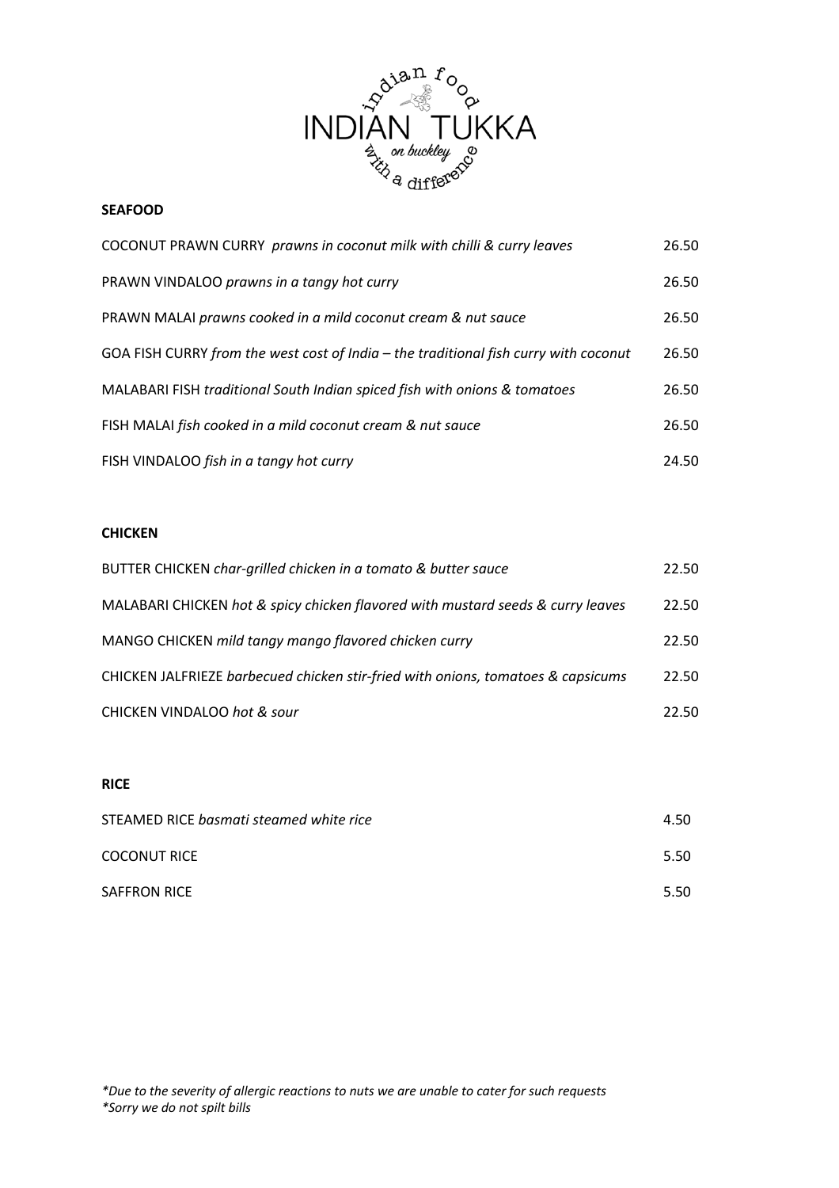indian food
INDIAN TUKKA
on buckley
with a difference

**SEAFOOD**

| | |
|---|---|
| COCONUT PRAWN CURRY *prawns in coconut milk with chilli & curry leaves* | 26.50 |
| PRAWN VINDALOO *prawns in a tangy hot curry* | 26.50 |
| PRAWN MALAI *prawns cooked in a mild coconut cream & nut sauce* | 26.50 |
| GOA FISH CURRY *from the west cost of India – the traditional fish curry with coconut* | 26.50 |
| MALABARI FISH *traditional South Indian spiced fish with onions & tomatoes* | 26.50 |
| FISH MALAI *fish cooked in a mild coconut cream & nut sauce* | 26.50 |
| FISH VINDALOO *fish in a tangy hot curry* | 24.50 |

**CHICKEN**

| | |
|---|---|
| BUTTER CHICKEN *char-grilled chicken in a tomato & butter sauce* | 22.50 |
| MALABARI CHICKEN *hot & spicy chicken flavored with mustard seeds & curry leaves* | 22.50 |
| MANGO CHICKEN *mild tangy mango flavored chicken curry* | 22.50 |
| CHICKEN JALFRIEZE *barbecued chicken stir-fried with onions, tomatoes & capsicums* | 22.50 |
| CHICKEN VINDALOO *hot & sour* | 22.50 |

**RICE**

| | |
|---|---|
| STEAMED RICE *basmati steamed white rice* | 4.50 |
| COCONUT RICE | 5.50 |
| SAFFRON RICE | 5.50 |

*\*Due to the severity of allergic reactions to nuts we are unable to cater for such requests*
*\*Sorry we do not spilt bills*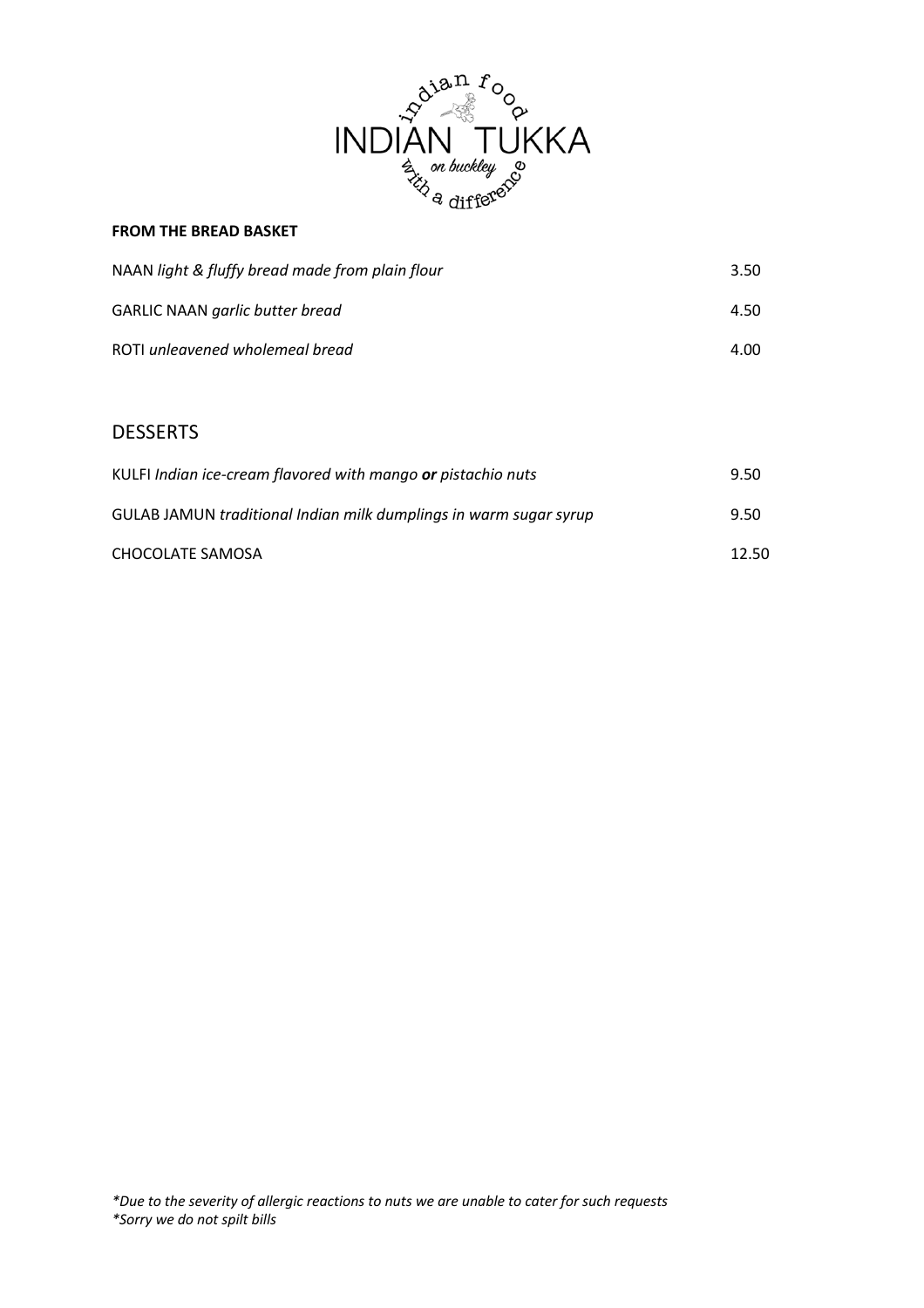indian food
INDIAN TUKKA
on buckley
with a difference

**FROM THE BREAD BASKET**

| | |
|---|---|
| NAAN *light & fluffy bread made from plain flour* | 3.50 |
| GARLIC NAAN *garlic butter bread* | 4.50 |
| ROTI *unleavened wholemeal bread* | 4.00 |

## DESSERTS

| | |
|---|---|
| KULFI *Indian ice-cream flavored with mango **or** pistachio nuts* | 9.50 |
| GULAB JAMUN *traditional Indian milk dumplings in warm sugar syrup* | 9.50 |
| CHOCOLATE SAMOSA | 12.50 |

*\*Due to the severity of allergic reactions to nuts we are unable to cater for such requests*
*\*Sorry we do not spilt bills*